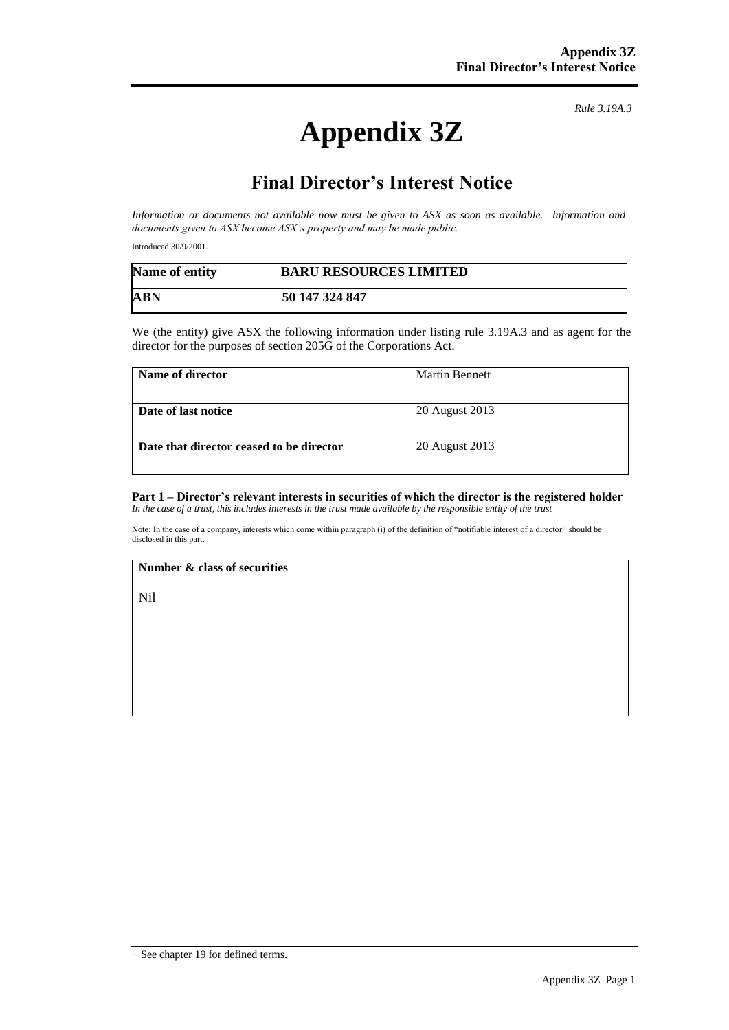*Rule 3.19A.3*

# Appendix 3Z

## Final Director's Interest Notice

*Information or documents not available now must be given to ASX as soon as available. Information and documents given to ASX become ASX's property and may be made public.*

Introduced 30/9/2001.

| **Name of entity** | **BARU RESOURCES LIMITED** |
|---|---|
| **ABN** | **50 147 324 847** |

We (the entity) give ASX the following information under listing rule 3.19A.3 and as agent for the director for the purposes of section 205G of the Corporations Act.

| **Name of director** | Martin Bennett |
|---|---|
| **Date of last notice** | 20 August 2013 |
| **Date that director ceased to be director** | 20 August 2013 |

**Part 1 – Director's relevant interests in securities of which the director is the registered holder**
*In the case of a trust, this includes interests in the trust made available by the responsible entity of the trust*

Note: In the case of a company, interests which come within paragraph (i) of the definition of "notifiable interest of a director" should be disclosed in this part.

| **Number & class of securities** |
|---|
| Nil |

+ See chapter 19 for defined terms.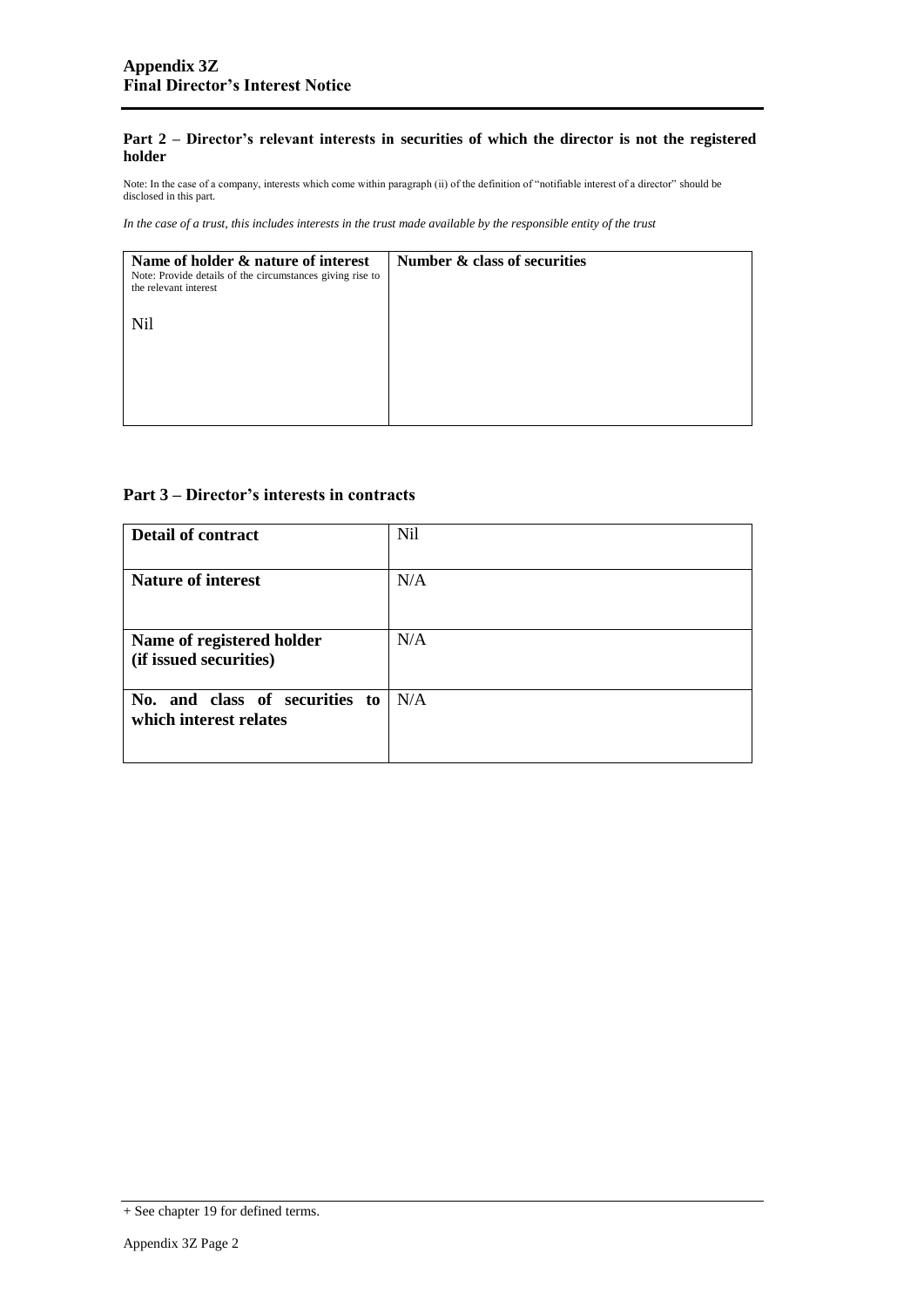## Part 2 – Director's relevant interests in securities of which the director is not the registered holder

Note: In the case of a company, interests which come within paragraph (ii) of the definition of "notifiable interest of a director" should be disclosed in this part.

*In the case of a trust, this includes interests in the trust made available by the responsible entity of the trust*

| **Name of holder & nature of interest**<br>Note: Provide details of the circumstances giving rise to the relevant interest | **Number & class of securities** |
|---|---|
| Nil | |

## Part 3 – Director's interests in contracts

| | |
|---|---|
| **Detail of contract** | Nil |
| **Nature of interest** | N/A |
| **Name of registered holder (if issued securities)** | N/A |
| **No. and class of securities to which interest relates** | N/A |

+ See chapter 19 for defined terms.